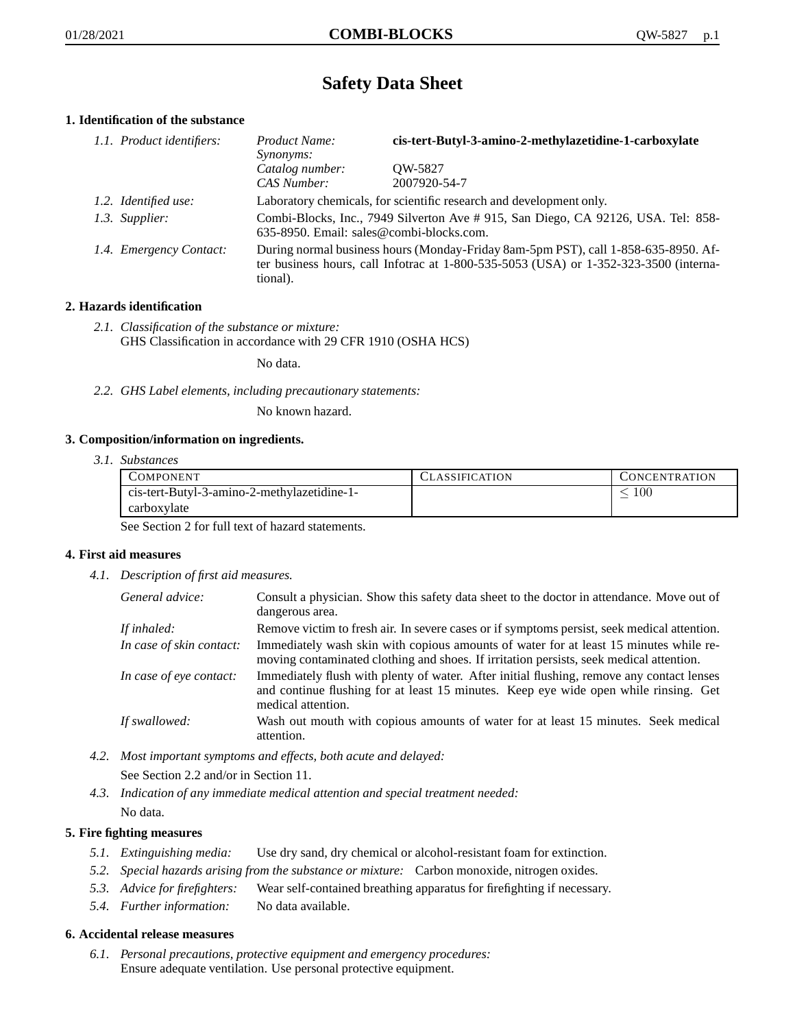# Safety Data Sheet

## 1. Identification of the substance

*1.1. Product identifiers:*

*Product Name:* **cis-tert-Butyl-3-amino-2-methylazetidine-1-carboxylate**

*Synonyms:*

*Catalog number:* QW-5827

*CAS Number:* 2007920-54-7

*1.2. Identified use:* Laboratory chemicals, for scientific research and development only.

*1.3. Supplier:* Combi-Blocks, Inc., 7949 Silverton Ave # 915, San Diego, CA 92126, USA. Tel: 858-635-8950. Email: sales@combi-blocks.com.

*1.4. Emergency Contact:* During normal business hours (Monday-Friday 8am-5pm PST), call 1-858-635-8950. After business hours, call Infotrac at 1-800-535-5053 (USA) or 1-352-323-3500 (international).

## 2. Hazards identification

*2.1. Classification of the substance or mixture:*
GHS Classification in accordance with 29 CFR 1910 (OSHA HCS)

No data.

*2.2. GHS Label elements, including precautionary statements:*

No known hazard.

## 3. Composition/information on ingredients.

*3.1. Substances*

| Component | Classification | Concentration |
|---|---|---|
| cis-tert-Butyl-3-amino-2-methylazetidine-1-carboxylate | | $\leq 100$ |

See Section 2 for full text of hazard statements.

## 4. First aid measures

*4.1. Description of first aid measures.*

*General advice:* Consult a physician. Show this safety data sheet to the doctor in attendance. Move out of dangerous area.

*If inhaled:* Remove victim to fresh air. In severe cases or if symptoms persist, seek medical attention.

*In case of skin contact:* Immediately wash skin with copious amounts of water for at least 15 minutes while removing contaminated clothing and shoes. If irritation persists, seek medical attention.

*In case of eye contact:* Immediately flush with plenty of water. After initial flushing, remove any contact lenses and continue flushing for at least 15 minutes. Keep eye wide open while rinsing. Get medical attention.

*If swallowed:* Wash out mouth with copious amounts of water for at least 15 minutes. Seek medical attention.

*4.2. Most important symptoms and effects, both acute and delayed:*

See Section 2.2 and/or in Section 11.

*4.3. Indication of any immediate medical attention and special treatment needed:*

No data.

## 5. Fire fighting measures

*5.1. Extinguishing media:* Use dry sand, dry chemical or alcohol-resistant foam for extinction.

*5.2. Special hazards arising from the substance or mixture:* Carbon monoxide, nitrogen oxides.

*5.3. Advice for firefighters:* Wear self-contained breathing apparatus for firefighting if necessary.

*5.4. Further information:* No data available.

## 6. Accidental release measures

*6.1. Personal precautions, protective equipment and emergency procedures:*
Ensure adequate ventilation. Use personal protective equipment.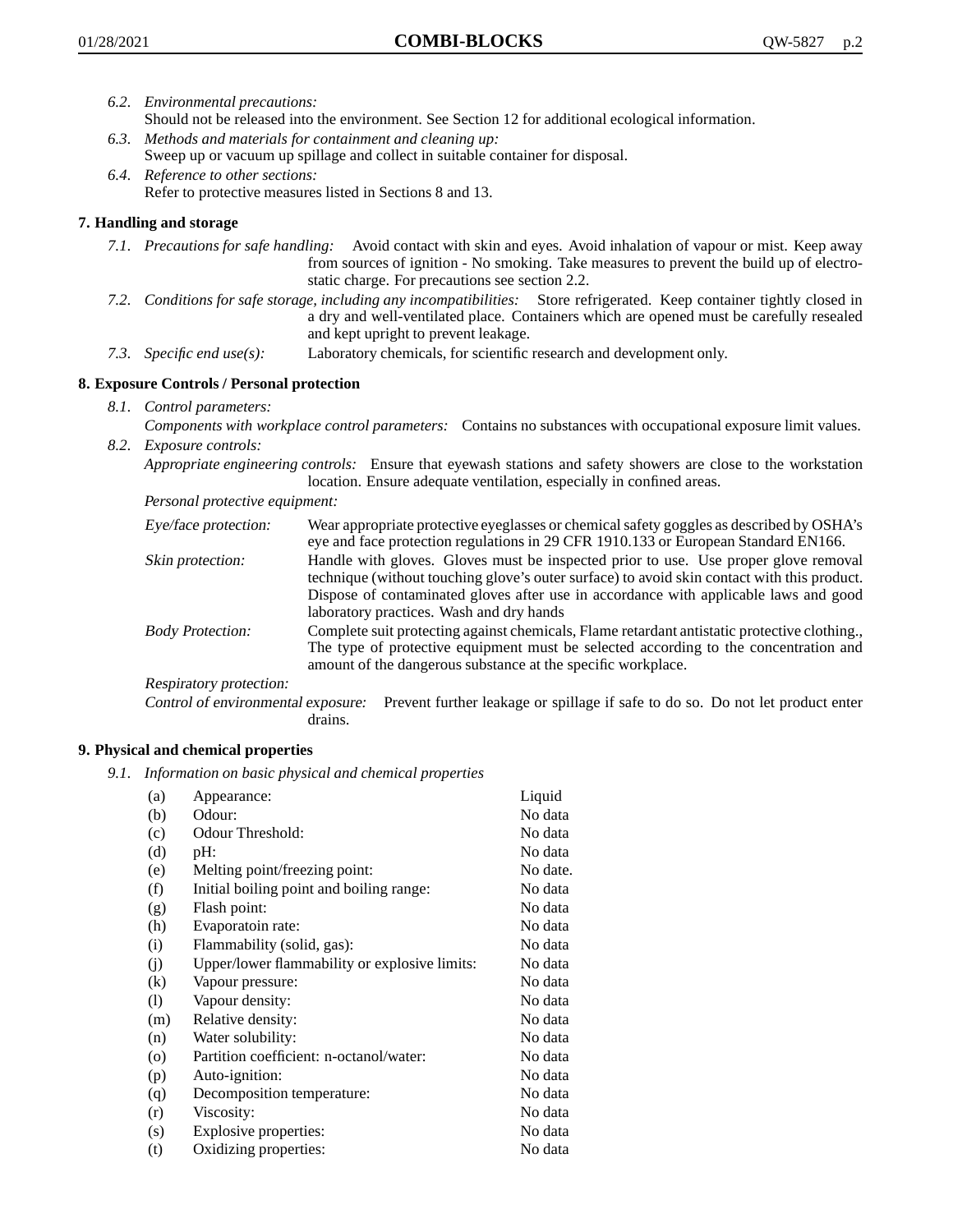6.2. *Environmental precautions:*
Should not be released into the environment. See Section 12 for additional ecological information.

6.3. *Methods and materials for containment and cleaning up:*
Sweep up or vacuum up spillage and collect in suitable container for disposal.

6.4. *Reference to other sections:*
Refer to protective measures listed in Sections 8 and 13.

## 7. Handling and storage

7.1. *Precautions for safe handling:* Avoid contact with skin and eyes. Avoid inhalation of vapour or mist. Keep away from sources of ignition - No smoking. Take measures to prevent the build up of electrostatic charge. For precautions see section 2.2.

7.2. *Conditions for safe storage, including any incompatibilities:* Store refrigerated. Keep container tightly closed in a dry and well-ventilated place. Containers which are opened must be carefully resealed and kept upright to prevent leakage.

7.3. *Specific end use(s):* Laboratory chemicals, for scientific research and development only.

## 8. Exposure Controls / Personal protection

8.1. *Control parameters:*
*Components with workplace control parameters:* Contains no substances with occupational exposure limit values.

8.2. *Exposure controls:*
*Appropriate engineering controls:* Ensure that eyewash stations and safety showers are close to the workstation location. Ensure adequate ventilation, especially in confined areas.

*Personal protective equipment:*

*Eye/face protection:* Wear appropriate protective eyeglasses or chemical safety goggles as described by OSHA's eye and face protection regulations in 29 CFR 1910.133 or European Standard EN166.

*Skin protection:* Handle with gloves. Gloves must be inspected prior to use. Use proper glove removal technique (without touching glove's outer surface) to avoid skin contact with this product. Dispose of contaminated gloves after use in accordance with applicable laws and good laboratory practices. Wash and dry hands

*Body Protection:* Complete suit protecting against chemicals, Flame retardant antistatic protective clothing., The type of protective equipment must be selected according to the concentration and amount of the dangerous substance at the specific workplace.

*Respiratory protection:*

*Control of environmental exposure:* Prevent further leakage or spillage if safe to do so. Do not let product enter drains.

## 9. Physical and chemical properties

9.1. *Information on basic physical and chemical properties*

| | | |
|---|---|---|
| (a) | Appearance: | Liquid |
| (b) | Odour: | No data |
| (c) | Odour Threshold: | No data |
| (d) | pH: | No data |
| (e) | Melting point/freezing point: | No date. |
| (f) | Initial boiling point and boiling range: | No data |
| (g) | Flash point: | No data |
| (h) | Evaporatoin rate: | No data |
| (i) | Flammability (solid, gas): | No data |
| (j) | Upper/lower flammability or explosive limits: | No data |
| (k) | Vapour pressure: | No data |
| (l) | Vapour density: | No data |
| (m) | Relative density: | No data |
| (n) | Water solubility: | No data |
| (o) | Partition coefficient: n-octanol/water: | No data |
| (p) | Auto-ignition: | No data |
| (q) | Decomposition temperature: | No data |
| (r) | Viscosity: | No data |
| (s) | Explosive properties: | No data |
| (t) | Oxidizing properties: | No data |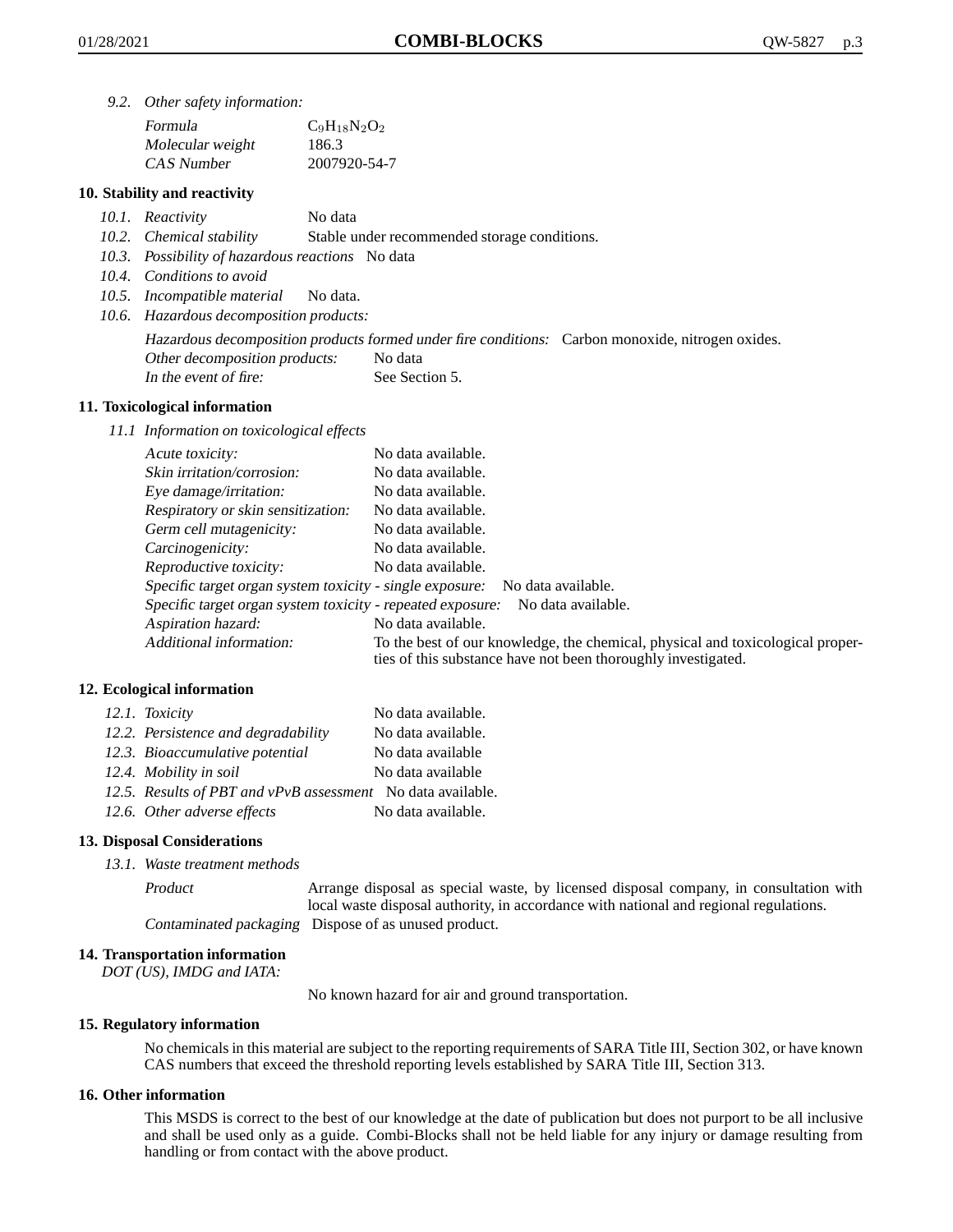*9.2. Other safety information:*

| | |
|---|---|
| *Formula* | $C_9H_{18}N_2O_2$ |
| *Molecular weight* | 186.3 |
| *CAS Number* | 2007920-54-7 |

## 10. Stability and reactivity

*10.1. Reactivity* No data

*10.2. Chemical stability* Stable under recommended storage conditions.

*10.3. Possibility of hazardous reactions* No data

*10.4. Conditions to avoid*

*10.5. Incompatible material* No data.

*10.6. Hazardous decomposition products:*

*Hazardous decomposition products formed under fire conditions:* Carbon monoxide, nitrogen oxides.

*Other decomposition products:* No data

*In the event of fire:* See Section 5.

## 11. Toxicological information

*11.1 Information on toxicological effects*

| | |
|---|---|
| *Acute toxicity:* | No data available. |
| *Skin irritation/corrosion:* | No data available. |
| *Eye damage/irritation:* | No data available. |
| *Respiratory or skin sensitization:* | No data available. |
| *Germ cell mutagenicity:* | No data available. |
| *Carcinogenicity:* | No data available. |
| *Reproductive toxicity:* | No data available. |
| *Specific target organ system toxicity - single exposure:* | No data available. |
| *Specific target organ system toxicity - repeated exposure:* | No data available. |
| *Aspiration hazard:* | No data available. |
| *Additional information:* | To the best of our knowledge, the chemical, physical and toxicological properties of this substance have not been thoroughly investigated. |

## 12. Ecological information

| | |
|---|---|
| *12.1. Toxicity* | No data available. |
| *12.2. Persistence and degradability* | No data available. |
| *12.3. Bioaccumulative potential* | No data available |
| *12.4. Mobility in soil* | No data available |
| *12.5. Results of PBT and vPvB assessment* | No data available. |
| *12.6. Other adverse effects* | No data available. |

## 13. Disposal Considerations

*13.1. Waste treatment methods*

*Product* Arrange disposal as special waste, by licensed disposal company, in consultation with local waste disposal authority, in accordance with national and regional regulations.

*Contaminated packaging* Dispose of as unused product.

## 14. Transportation information

*DOT (US), IMDG and IATA:*

No known hazard for air and ground transportation.

## 15. Regulatory information

No chemicals in this material are subject to the reporting requirements of SARA Title III, Section 302, or have known CAS numbers that exceed the threshold reporting levels established by SARA Title III, Section 313.

## 16. Other information

This MSDS is correct to the best of our knowledge at the date of publication but does not purport to be all inclusive and shall be used only as a guide. Combi-Blocks shall not be held liable for any injury or damage resulting from handling or from contact with the above product.